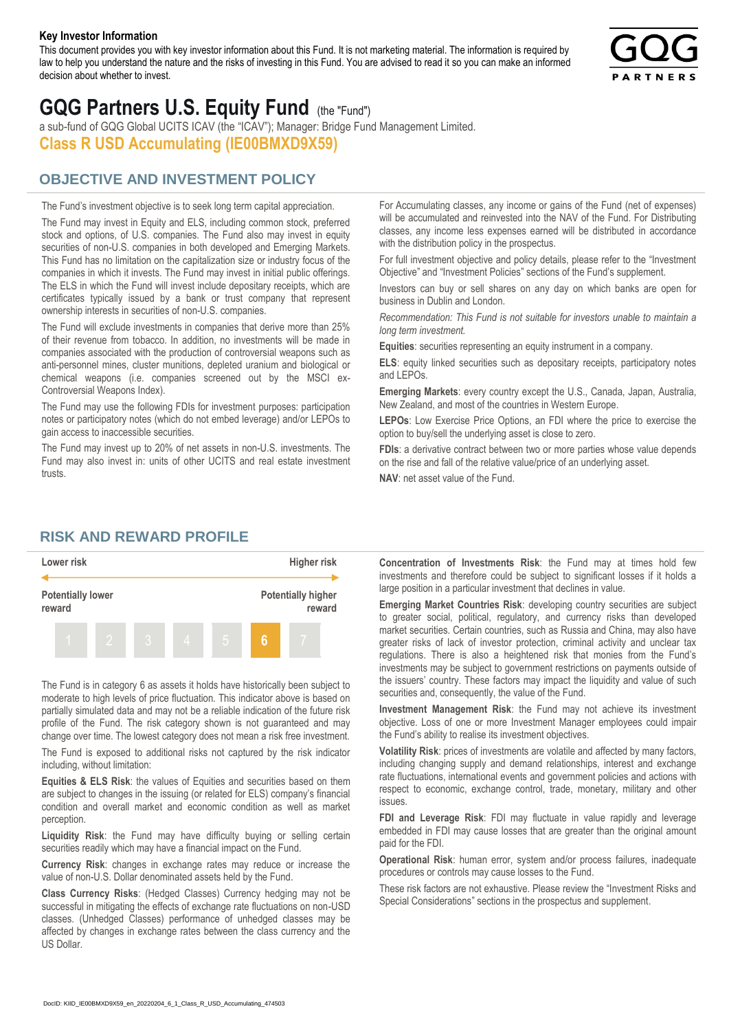**Key Investor Information**

This document provides you with key investor information about this Fund. It is not marketing material. The information is required by law to help you understand the nature and the risks of investing in this Fund. You are advised to read it so you can make an informed decision about whether to invest.

# GQG Partners U.S. Equity Fund (the "Fund")

a sub-fund of GQG Global UCITS ICAV (the "ICAV"); Manager: Bridge Fund Management Limited.

## Class R USD Accumulating (IE00BMXD9X59)

## OBJECTIVE AND INVESTMENT POLICY

The Fund's investment objective is to seek long term capital appreciation.

The Fund may invest in Equity and ELS, including common stock, preferred stock and options, of U.S. companies. The Fund also may invest in equity securities of non-U.S. companies in both developed and Emerging Markets. This Fund has no limitation on the capitalization size or industry focus of the companies in which it invests. The Fund may invest in initial public offerings. The ELS in which the Fund will invest include depositary receipts, which are certificates typically issued by a bank or trust company that represent ownership interests in securities of non-U.S. companies.

The Fund will exclude investments in companies that derive more than 25% of their revenue from tobacco. In addition, no investments will be made in companies associated with the production of controversial weapons such as anti-personnel mines, cluster munitions, depleted uranium and biological or chemical weapons (i.e. companies screened out by the MSCI ex-Controversial Weapons Index).

The Fund may use the following FDIs for investment purposes: participation notes or participatory notes (which do not embed leverage) and/or LEPOs to gain access to inaccessible securities.

The Fund may invest up to 20% of net assets in non-U.S. investments. The Fund may also invest in: units of other UCITS and real estate investment trusts.

For Accumulating classes, any income or gains of the Fund (net of expenses) will be accumulated and reinvested into the NAV of the Fund. For Distributing classes, any income less expenses earned will be distributed in accordance with the distribution policy in the prospectus.

For full investment objective and policy details, please refer to the "Investment Objective" and "Investment Policies" sections of the Fund's supplement.

Investors can buy or sell shares on any day on which banks are open for business in Dublin and London.

*Recommendation: This Fund is not suitable for investors unable to maintain a long term investment.*

**Equities**: securities representing an equity instrument in a company.

**ELS**: equity linked securities such as depositary receipts, participatory notes and LEPOs.

**Emerging Markets**: every country except the U.S., Canada, Japan, Australia, New Zealand, and most of the countries in Western Europe.

**LEPOs**: Low Exercise Price Options, an FDI where the price to exercise the option to buy/sell the underlying asset is close to zero.

**FDIs**: a derivative contract between two or more parties whose value depends on the rise and fall of the relative value/price of an underlying asset.

**NAV**: net asset value of the Fund.

## RISK AND REWARD PROFILE

| Lower risk | | | | | | Higher risk |
|---|---|---|---|---|---|---|
| Potentially lower reward | | | | | | Potentially higher reward |
| 1 | 2 | 3 | 4 | 5 | **6** | 7 |

The Fund is in category 6 as assets it holds have historically been subject to moderate to high levels of price fluctuation. This indicator above is based on partially simulated data and may not be a reliable indication of the future risk profile of the Fund. The risk category shown is not guaranteed and may change over time. The lowest category does not mean a risk free investment.

The Fund is exposed to additional risks not captured by the risk indicator including, without limitation:

**Equities & ELS Risk**: the values of Equities and securities based on them are subject to changes in the issuing (or related for ELS) company's financial condition and overall market and economic condition as well as market perception.

**Liquidity Risk**: the Fund may have difficulty buying or selling certain securities readily which may have a financial impact on the Fund.

**Currency Risk**: changes in exchange rates may reduce or increase the value of non-U.S. Dollar denominated assets held by the Fund.

**Class Currency Risks**: (Hedged Classes) Currency hedging may not be successful in mitigating the effects of exchange rate fluctuations on non-USD classes. (Unhedged Classes) performance of unhedged classes may be affected by changes in exchange rates between the class currency and the US Dollar.

**Concentration of Investments Risk**: the Fund may at times hold few investments and therefore could be subject to significant losses if it holds a large position in a particular investment that declines in value.

**Emerging Market Countries Risk**: developing country securities are subject to greater social, political, regulatory, and currency risks than developed market securities. Certain countries, such as Russia and China, may also have greater risks of lack of investor protection, criminal activity and unclear tax regulations. There is also a heightened risk that monies from the Fund's investments may be subject to government restrictions on payments outside of the issuers' country. These factors may impact the liquidity and value of such securities and, consequently, the value of the Fund.

**Investment Management Risk**: the Fund may not achieve its investment objective. Loss of one or more Investment Manager employees could impair the Fund's ability to realise its investment objectives.

**Volatility Risk**: prices of investments are volatile and affected by many factors, including changing supply and demand relationships, interest and exchange rate fluctuations, international events and government policies and actions with respect to economic, exchange control, trade, monetary, military and other issues.

**FDI and Leverage Risk**: FDI may fluctuate in value rapidly and leverage embedded in FDI may cause losses that are greater than the original amount paid for the FDI.

**Operational Risk**: human error, system and/or process failures, inadequate procedures or controls may cause losses to the Fund.

These risk factors are not exhaustive. Please review the "Investment Risks and Special Considerations" sections in the prospectus and supplement.

DocID: KIID_IE00BMXD9X59_en_20220204_6_1_Class_R_USD_Accumulating_474503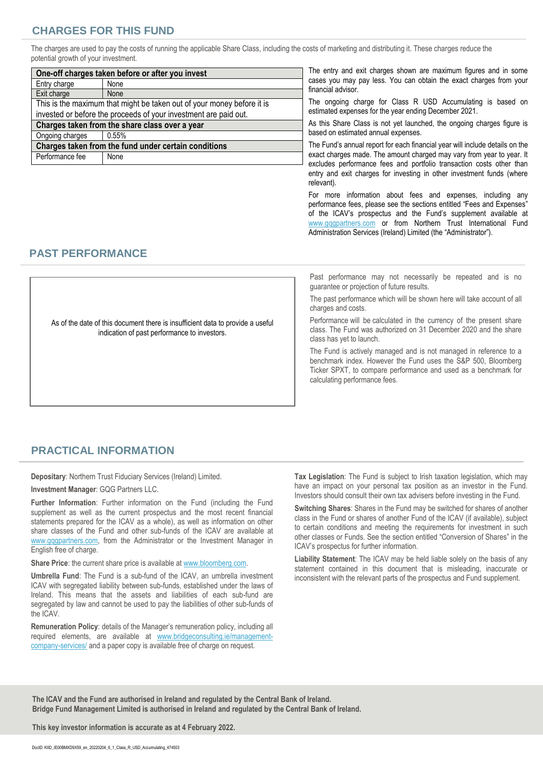## CHARGES FOR THIS FUND

The charges are used to pay the costs of running the applicable Share Class, including the costs of marketing and distributing it. These charges reduce the potential growth of your investment.

| One-off charges taken before or after you invest | |
|---|---|
| Entry charge | None |
| Exit charge | None |
| This is the maximum that might be taken out of your money before it is invested or before the proceeds of your investment are paid out. | |
| **Charges taken from the share class over a year** | |
| Ongoing charges | 0.55% |
| **Charges taken from the fund under certain conditions** | |
| Performance fee | None |

The entry and exit charges shown are maximum figures and in some cases you may pay less. You can obtain the exact charges from your financial advisor.

The ongoing charge for Class R USD Accumulating is based on estimated expenses for the year ending December 2021.

As this Share Class is not yet launched, the ongoing charges figure is based on estimated annual expenses.

The Fund's annual report for each financial year will include details on the exact charges made. The amount charged may vary from year to year. It excludes performance fees and portfolio transaction costs other than entry and exit charges for investing in other investment funds (where relevant).

For more information about fees and expenses, including any performance fees, please see the sections entitled "Fees and Expenses" of the ICAV's prospectus and the Fund's supplement available at www.gqgpartners.com or from Northern Trust International Fund Administration Services (Ireland) Limited (the "Administrator").

## PAST PERFORMANCE

As of the date of this document there is insufficient data to provide a useful indication of past performance to investors.

Past performance may not necessarily be repeated and is no guarantee or projection of future results.

The past performance which will be shown here will take account of all charges and costs.

Performance will be calculated in the currency of the present share class. The Fund was authorized on 31 December 2020 and the share class has yet to launch.

The Fund is actively managed and is not managed in reference to a benchmark index. However the Fund uses the S&P 500, Bloomberg Ticker SPXT, to compare performance and used as a benchmark for calculating performance fees.

## PRACTICAL INFORMATION

**Depositary**: Northern Trust Fiduciary Services (Ireland) Limited.

**Investment Manager**: GQG Partners LLC.

**Further Information**: Further information on the Fund (including the Fund supplement as well as the current prospectus and the most recent financial statements prepared for the ICAV as a whole), as well as information on other share classes of the Fund and other sub-funds of the ICAV are available at www.gqgpartners.com, from the Administrator or the Investment Manager in English free of charge.

**Share Price**: the current share price is available at www.bloomberg.com.

**Umbrella Fund**: The Fund is a sub-fund of the ICAV, an umbrella investment ICAV with segregated liability between sub-funds, established under the laws of Ireland. This means that the assets and liabilities of each sub-fund are segregated by law and cannot be used to pay the liabilities of other sub-funds of the ICAV.

**Remuneration Policy**: details of the Manager's remuneration policy, including all required elements, are available at www.bridgeconsulting.ie/management-company-services/ and a paper copy is available free of charge on request.

**Tax Legislation**: The Fund is subject to Irish taxation legislation, which may have an impact on your personal tax position as an investor in the Fund. Investors should consult their own tax advisers before investing in the Fund.

**Switching Shares**: Shares in the Fund may be switched for shares of another class in the Fund or shares of another Fund of the ICAV (if available), subject to certain conditions and meeting the requirements for investment in such other classes or Funds. See the section entitled "Conversion of Shares" in the ICAV's prospectus for further information.

**Liability Statement**: The ICAV may be held liable solely on the basis of any statement contained in this document that is misleading, inaccurate or inconsistent with the relevant parts of the prospectus and Fund supplement.

**The ICAV and the Fund are authorised in Ireland and regulated by the Central Bank of Ireland.**
**Bridge Fund Management Limited is authorised in Ireland and regulated by the Central Bank of Ireland.**

**This key investor information is accurate as at 4 February 2022.**

DocID: KIID_IE00BMXD9X59_en_20220204_6_1_Class_R_USD_Accumulating_474503